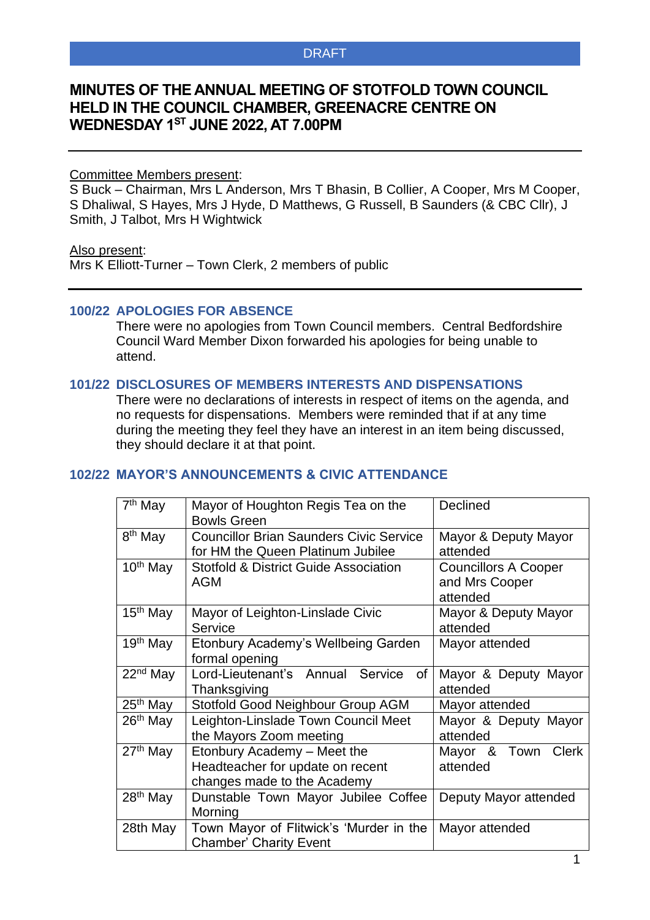DRAFT

# MINUTES OF THE ANNUAL MEETING OF STOTFOLD TOWN COUNCIL HELD IN THE COUNCIL CHAMBER, GREENACRE CENTRE ON WEDNESDAY 1ST JUNE 2022, AT 7.00PM

Committee Members present:
S Buck – Chairman, Mrs L Anderson, Mrs T Bhasin, B Collier, A Cooper, Mrs M Cooper, S Dhaliwal, S Hayes, Mrs J Hyde, D Matthews, G Russell, B Saunders (& CBC Cllr), J Smith, J Talbot, Mrs H Wightwick

Also present:
Mrs K Elliott-Turner – Town Clerk, 2 members of public

## 100/22 APOLOGIES FOR ABSENCE

There were no apologies from Town Council members. Central Bedfordshire Council Ward Member Dixon forwarded his apologies for being unable to attend.

## 101/22 DISCLOSURES OF MEMBERS INTERESTS AND DISPENSATIONS

There were no declarations of interests in respect of items on the agenda, and no requests for dispensations. Members were reminded that if at any time during the meeting they feel they have an interest in an item being discussed, they should declare it at that point.

## 102/22 MAYOR'S ANNOUNCEMENTS & CIVIC ATTENDANCE

| | | |
|---|---|---|
| 7th May | Mayor of Houghton Regis Tea on the Bowls Green | Declined |
| 8th May | Councillor Brian Saunders Civic Service for HM the Queen Platinum Jubilee | Mayor & Deputy Mayor attended |
| 10th May | Stotfold & District Guide Association AGM | Councillors A Cooper and Mrs Cooper attended |
| 15th May | Mayor of Leighton-Linslade Civic Service | Mayor & Deputy Mayor attended |
| 19th May | Etonbury Academy's Wellbeing Garden formal opening | Mayor attended |
| 22nd May | Lord-Lieutenant's Annual Service of Thanksgiving | Mayor & Deputy Mayor attended |
| 25th May | Stotfold Good Neighbour Group AGM | Mayor attended |
| 26th May | Leighton-Linslade Town Council Meet the Mayors Zoom meeting | Mayor & Deputy Mayor attended |
| 27th May | Etonbury Academy – Meet the Headteacher for update on recent changes made to the Academy | Mayor & Town Clerk attended |
| 28th May | Dunstable Town Mayor Jubilee Coffee Morning | Deputy Mayor attended |
| 28th May | Town Mayor of Flitwick's 'Murder in the Chamber' Charity Event | Mayor attended |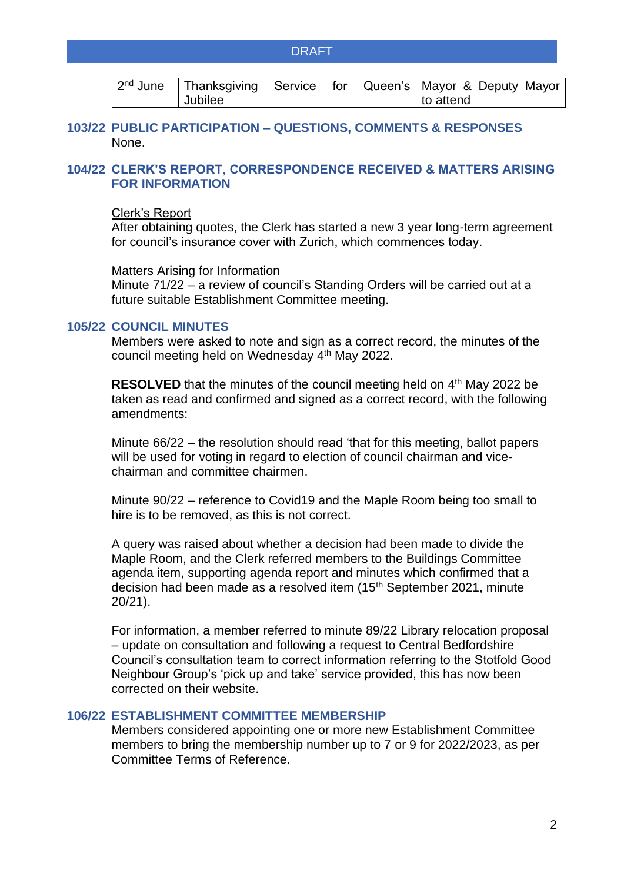DRAFT

| 2nd June | Thanksgiving Service for Queen's Jubilee | Mayor & Deputy Mayor to attend |
|---|---|---|

## 103/22 PUBLIC PARTICIPATION – QUESTIONS, COMMENTS & RESPONSES

None.

## 104/22 CLERK'S REPORT, CORRESPONDENCE RECEIVED & MATTERS ARISING FOR INFORMATION

Clerk's Report

After obtaining quotes, the Clerk has started a new 3 year long-term agreement for council's insurance cover with Zurich, which commences today.

Matters Arising for Information

Minute 71/22 – a review of council's Standing Orders will be carried out at a future suitable Establishment Committee meeting.

## 105/22 COUNCIL MINUTES

Members were asked to note and sign as a correct record, the minutes of the council meeting held on Wednesday 4th May 2022.

**RESOLVED** that the minutes of the council meeting held on 4th May 2022 be taken as read and confirmed and signed as a correct record, with the following amendments:

Minute 66/22 – the resolution should read 'that for this meeting, ballot papers will be used for voting in regard to election of council chairman and vice-chairman and committee chairmen.

Minute 90/22 – reference to Covid19 and the Maple Room being too small to hire is to be removed, as this is not correct.

A query was raised about whether a decision had been made to divide the Maple Room, and the Clerk referred members to the Buildings Committee agenda item, supporting agenda report and minutes which confirmed that a decision had been made as a resolved item (15th September 2021, minute 20/21).

For information, a member referred to minute 89/22 Library relocation proposal – update on consultation and following a request to Central Bedfordshire Council's consultation team to correct information referring to the Stotfold Good Neighbour Group's 'pick up and take' service provided, this has now been corrected on their website.

## 106/22 ESTABLISHMENT COMMITTEE MEMBERSHIP

Members considered appointing one or more new Establishment Committee members to bring the membership number up to 7 or 9 for 2022/2023, as per Committee Terms of Reference.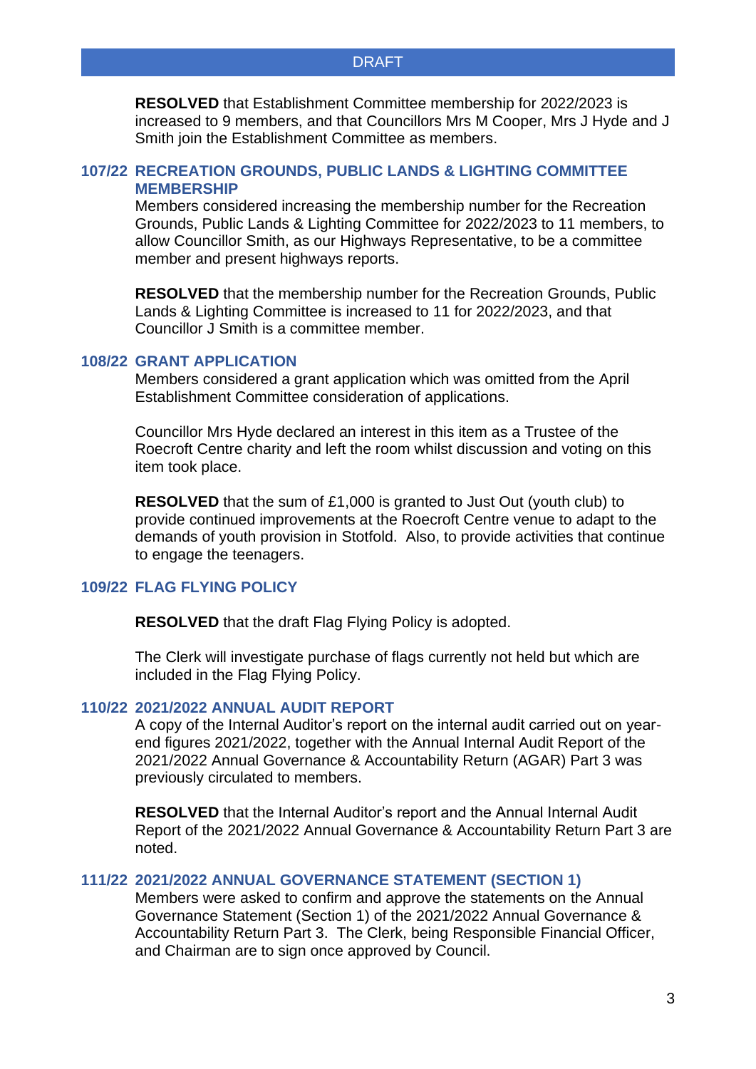**RESOLVED** that Establishment Committee membership for 2022/2023 is increased to 9 members, and that Councillors Mrs M Cooper, Mrs J Hyde and J Smith join the Establishment Committee as members.

## 107/22 RECREATION GROUNDS, PUBLIC LANDS & LIGHTING COMMITTEE MEMBERSHIP

Members considered increasing the membership number for the Recreation Grounds, Public Lands & Lighting Committee for 2022/2023 to 11 members, to allow Councillor Smith, as our Highways Representative, to be a committee member and present highways reports.

**RESOLVED** that the membership number for the Recreation Grounds, Public Lands & Lighting Committee is increased to 11 for 2022/2023, and that Councillor J Smith is a committee member.

## 108/22 GRANT APPLICATION

Members considered a grant application which was omitted from the April Establishment Committee consideration of applications.

Councillor Mrs Hyde declared an interest in this item as a Trustee of the Roecroft Centre charity and left the room whilst discussion and voting on this item took place.

**RESOLVED** that the sum of £1,000 is granted to Just Out (youth club) to provide continued improvements at the Roecroft Centre venue to adapt to the demands of youth provision in Stotfold. Also, to provide activities that continue to engage the teenagers.

## 109/22 FLAG FLYING POLICY

**RESOLVED** that the draft Flag Flying Policy is adopted.

The Clerk will investigate purchase of flags currently not held but which are included in the Flag Flying Policy.

## 110/22 2021/2022 ANNUAL AUDIT REPORT

A copy of the Internal Auditor's report on the internal audit carried out on year-end figures 2021/2022, together with the Annual Internal Audit Report of the 2021/2022 Annual Governance & Accountability Return (AGAR) Part 3 was previously circulated to members.

**RESOLVED** that the Internal Auditor's report and the Annual Internal Audit Report of the 2021/2022 Annual Governance & Accountability Return Part 3 are noted.

## 111/22 2021/2022 ANNUAL GOVERNANCE STATEMENT (SECTION 1)

Members were asked to confirm and approve the statements on the Annual Governance Statement (Section 1) of the 2021/2022 Annual Governance & Accountability Return Part 3. The Clerk, being Responsible Financial Officer, and Chairman are to sign once approved by Council.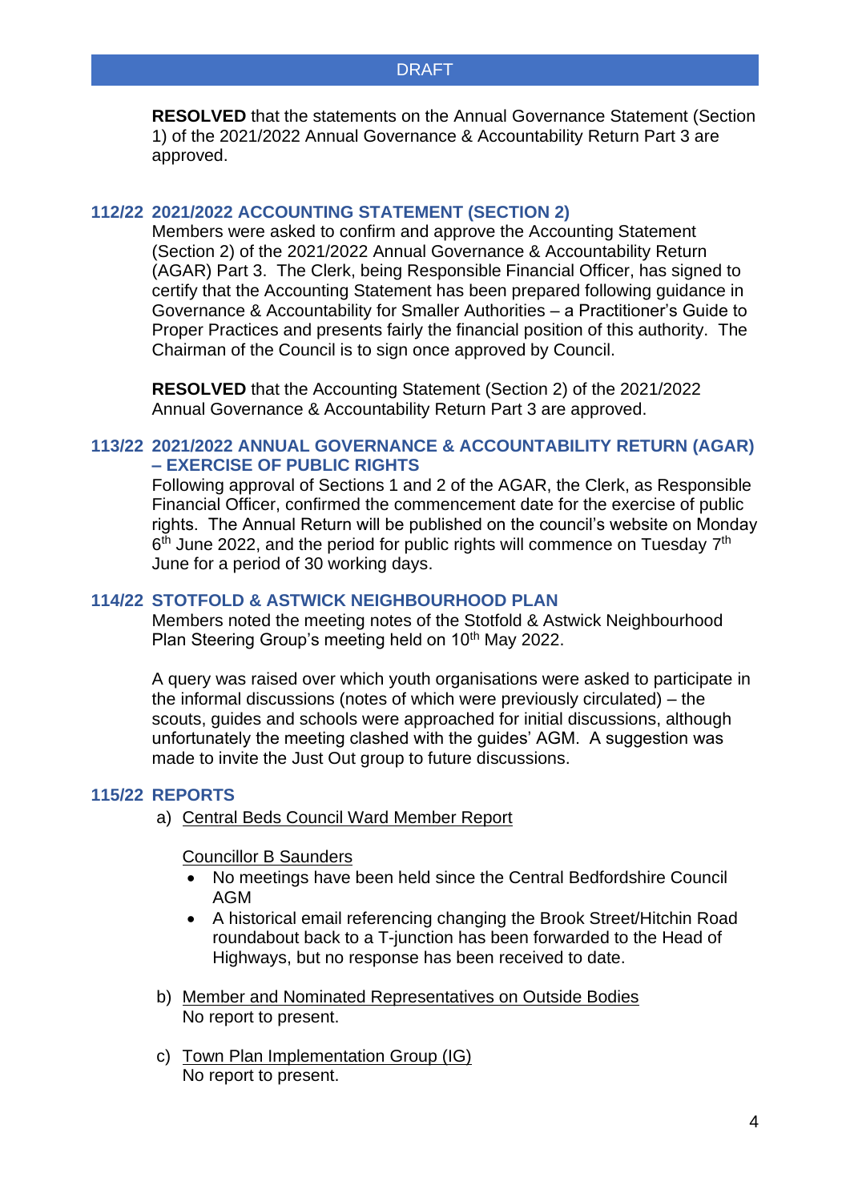DRAFT

**RESOLVED** that the statements on the Annual Governance Statement (Section 1) of the 2021/2022 Annual Governance & Accountability Return Part 3 are approved.

## 112/22 2021/2022 ACCOUNTING STATEMENT (SECTION 2)

Members were asked to confirm and approve the Accounting Statement (Section 2) of the 2021/2022 Annual Governance & Accountability Return (AGAR) Part 3. The Clerk, being Responsible Financial Officer, has signed to certify that the Accounting Statement has been prepared following guidance in Governance & Accountability for Smaller Authorities – a Practitioner's Guide to Proper Practices and presents fairly the financial position of this authority. The Chairman of the Council is to sign once approved by Council.

**RESOLVED** that the Accounting Statement (Section 2) of the 2021/2022 Annual Governance & Accountability Return Part 3 are approved.

## 113/22 2021/2022 ANNUAL GOVERNANCE & ACCOUNTABILITY RETURN (AGAR) – EXERCISE OF PUBLIC RIGHTS

Following approval of Sections 1 and 2 of the AGAR, the Clerk, as Responsible Financial Officer, confirmed the commencement date for the exercise of public rights. The Annual Return will be published on the council's website on Monday 6th June 2022, and the period for public rights will commence on Tuesday 7th June for a period of 30 working days.

## 114/22 STOTFOLD & ASTWICK NEIGHBOURHOOD PLAN

Members noted the meeting notes of the Stotfold & Astwick Neighbourhood Plan Steering Group's meeting held on 10th May 2022.

A query was raised over which youth organisations were asked to participate in the informal discussions (notes of which were previously circulated) – the scouts, guides and schools were approached for initial discussions, although unfortunately the meeting clashed with the guides' AGM. A suggestion was made to invite the Just Out group to future discussions.

## 115/22 REPORTS

a) Central Beds Council Ward Member Report

Councillor B Saunders

- No meetings have been held since the Central Bedfordshire Council AGM
- A historical email referencing changing the Brook Street/Hitchin Road roundabout back to a T-junction has been forwarded to the Head of Highways, but no response has been received to date.

b) Member and Nominated Representatives on Outside Bodies
No report to present.

c) Town Plan Implementation Group (IG)
No report to present.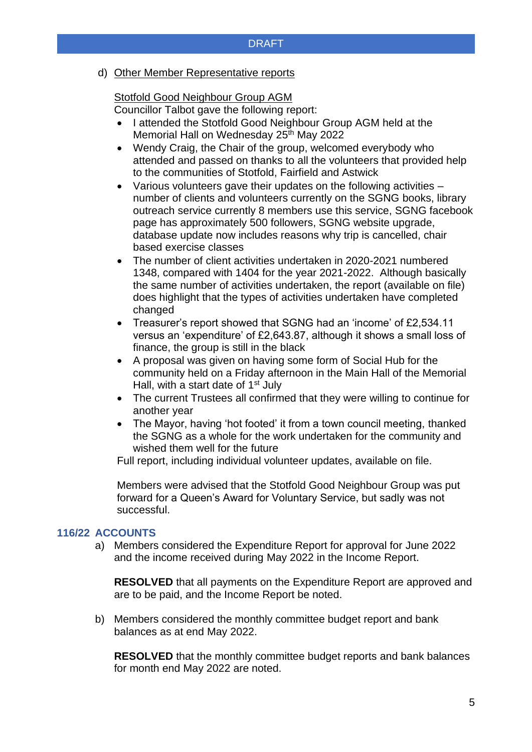DRAFT

d) Other Member Representative reports

Stotfold Good Neighbour Group AGM
Councillor Talbot gave the following report:

- I attended the Stotfold Good Neighbour Group AGM held at the Memorial Hall on Wednesday 25th May 2022
- Wendy Craig, the Chair of the group, welcomed everybody who attended and passed on thanks to all the volunteers that provided help to the communities of Stotfold, Fairfield and Astwick
- Various volunteers gave their updates on the following activities – number of clients and volunteers currently on the SGNG books, library outreach service currently 8 members use this service, SGNG facebook page has approximately 500 followers, SGNG website upgrade, database update now includes reasons why trip is cancelled, chair based exercise classes
- The number of client activities undertaken in 2020-2021 numbered 1348, compared with 1404 for the year 2021-2022. Although basically the same number of activities undertaken, the report (available on file) does highlight that the types of activities undertaken have completed changed
- Treasurer's report showed that SGNG had an 'income' of £2,534.11 versus an 'expenditure' of £2,643.87, although it shows a small loss of finance, the group is still in the black
- A proposal was given on having some form of Social Hub for the community held on a Friday afternoon in the Main Hall of the Memorial Hall, with a start date of 1st July
- The current Trustees all confirmed that they were willing to continue for another year
- The Mayor, having 'hot footed' it from a town council meeting, thanked the SGNG as a whole for the work undertaken for the community and wished them well for the future

Full report, including individual volunteer updates, available on file.

Members were advised that the Stotfold Good Neighbour Group was put forward for a Queen's Award for Voluntary Service, but sadly was not successful.

## 116/22 ACCOUNTS

a) Members considered the Expenditure Report for approval for June 2022 and the income received during May 2022 in the Income Report.

**RESOLVED** that all payments on the Expenditure Report are approved and are to be paid, and the Income Report be noted.

b) Members considered the monthly committee budget report and bank balances as at end May 2022.

**RESOLVED** that the monthly committee budget reports and bank balances for month end May 2022 are noted.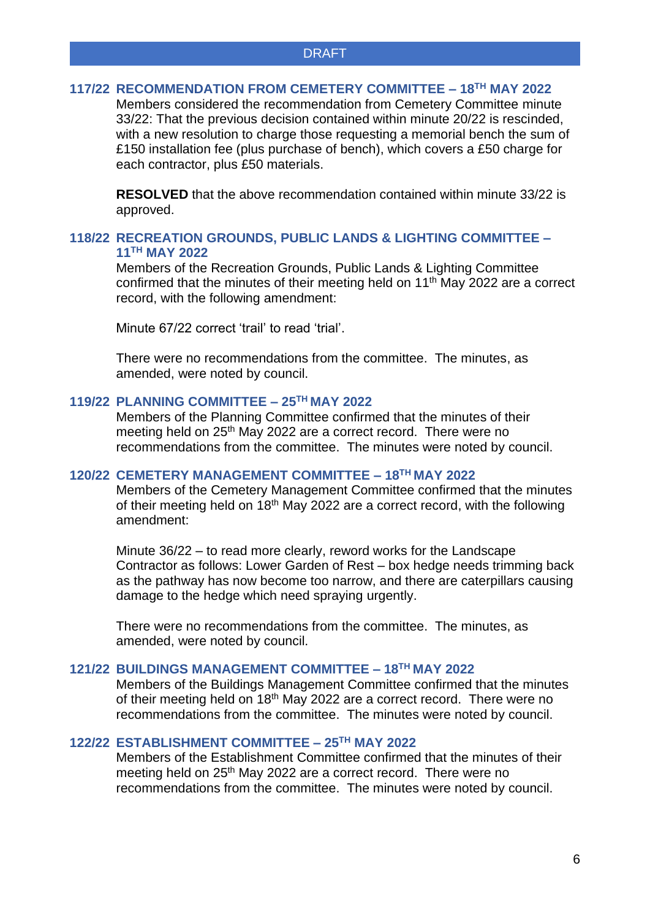DRAFT

### 117/22 RECOMMENDATION FROM CEMETERY COMMITTEE – 18TH MAY 2022

Members considered the recommendation from Cemetery Committee minute 33/22: That the previous decision contained within minute 20/22 is rescinded, with a new resolution to charge those requesting a memorial bench the sum of £150 installation fee (plus purchase of bench), which covers a £50 charge for each contractor, plus £50 materials.

**RESOLVED** that the above recommendation contained within minute 33/22 is approved.

### 118/22 RECREATION GROUNDS, PUBLIC LANDS & LIGHTING COMMITTEE – 11TH MAY 2022

Members of the Recreation Grounds, Public Lands & Lighting Committee confirmed that the minutes of their meeting held on 11th May 2022 are a correct record, with the following amendment:

Minute 67/22 correct 'trail' to read 'trial'.

There were no recommendations from the committee. The minutes, as amended, were noted by council.

### 119/22 PLANNING COMMITTEE – 25TH MAY 2022

Members of the Planning Committee confirmed that the minutes of their meeting held on 25th May 2022 are a correct record. There were no recommendations from the committee. The minutes were noted by council.

### 120/22 CEMETERY MANAGEMENT COMMITTEE – 18TH MAY 2022

Members of the Cemetery Management Committee confirmed that the minutes of their meeting held on 18th May 2022 are a correct record, with the following amendment:

Minute 36/22 – to read more clearly, reword works for the Landscape Contractor as follows: Lower Garden of Rest – box hedge needs trimming back as the pathway has now become too narrow, and there are caterpillars causing damage to the hedge which need spraying urgently.

There were no recommendations from the committee. The minutes, as amended, were noted by council.

### 121/22 BUILDINGS MANAGEMENT COMMITTEE – 18TH MAY 2022

Members of the Buildings Management Committee confirmed that the minutes of their meeting held on 18th May 2022 are a correct record. There were no recommendations from the committee. The minutes were noted by council.

### 122/22 ESTABLISHMENT COMMITTEE – 25TH MAY 2022

Members of the Establishment Committee confirmed that the minutes of their meeting held on 25th May 2022 are a correct record. There were no recommendations from the committee. The minutes were noted by council.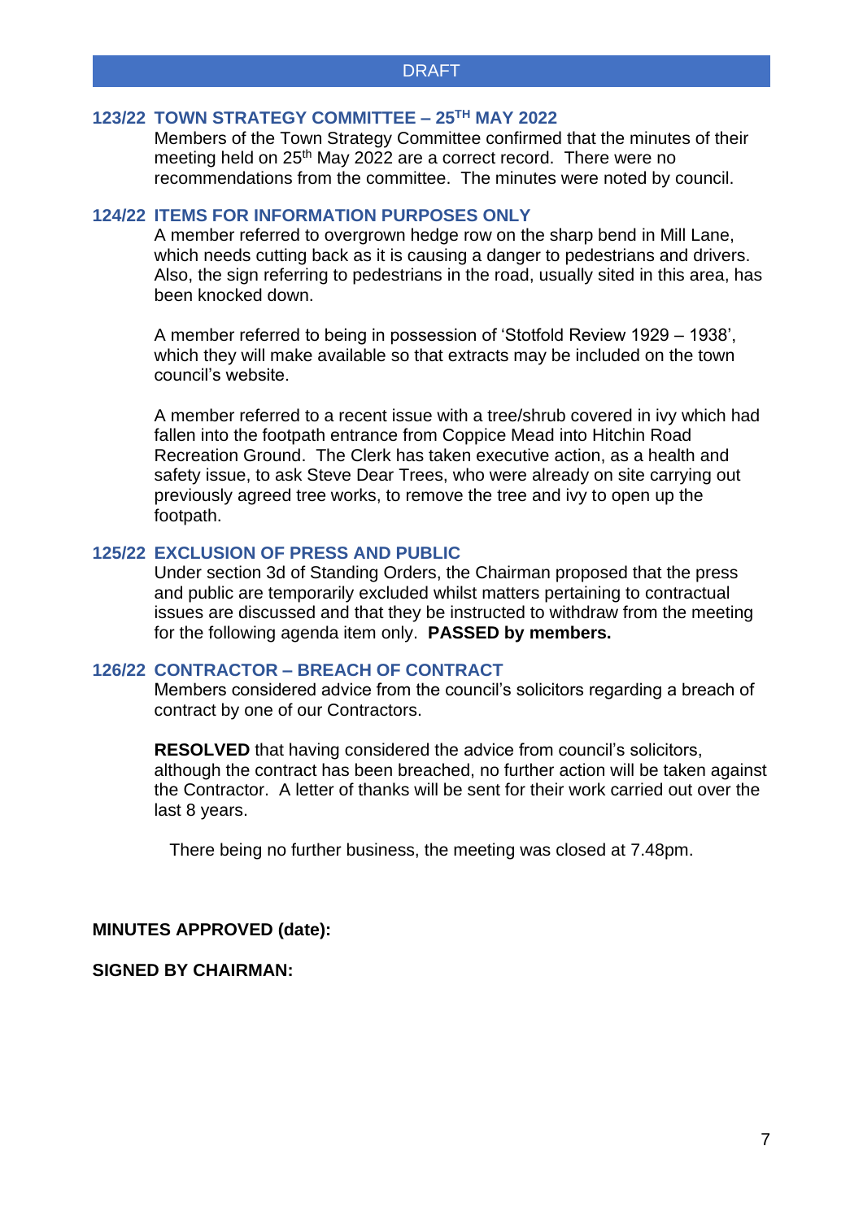DRAFT

### 123/22 TOWN STRATEGY COMMITTEE – 25TH MAY 2022

Members of the Town Strategy Committee confirmed that the minutes of their meeting held on 25th May 2022 are a correct record. There were no recommendations from the committee. The minutes were noted by council.

### 124/22 ITEMS FOR INFORMATION PURPOSES ONLY

A member referred to overgrown hedge row on the sharp bend in Mill Lane, which needs cutting back as it is causing a danger to pedestrians and drivers. Also, the sign referring to pedestrians in the road, usually sited in this area, has been knocked down.

A member referred to being in possession of 'Stotfold Review 1929 – 1938', which they will make available so that extracts may be included on the town council's website.

A member referred to a recent issue with a tree/shrub covered in ivy which had fallen into the footpath entrance from Coppice Mead into Hitchin Road Recreation Ground. The Clerk has taken executive action, as a health and safety issue, to ask Steve Dear Trees, who were already on site carrying out previously agreed tree works, to remove the tree and ivy to open up the footpath.

### 125/22 EXCLUSION OF PRESS AND PUBLIC

Under section 3d of Standing Orders, the Chairman proposed that the press and public are temporarily excluded whilst matters pertaining to contractual issues are discussed and that they be instructed to withdraw from the meeting for the following agenda item only. **PASSED by members.**

### 126/22 CONTRACTOR – BREACH OF CONTRACT

Members considered advice from the council's solicitors regarding a breach of contract by one of our Contractors.

**RESOLVED** that having considered the advice from council's solicitors, although the contract has been breached, no further action will be taken against the Contractor. A letter of thanks will be sent for their work carried out over the last 8 years.

There being no further business, the meeting was closed at 7.48pm.

**MINUTES APPROVED (date):**

**SIGNED BY CHAIRMAN:**